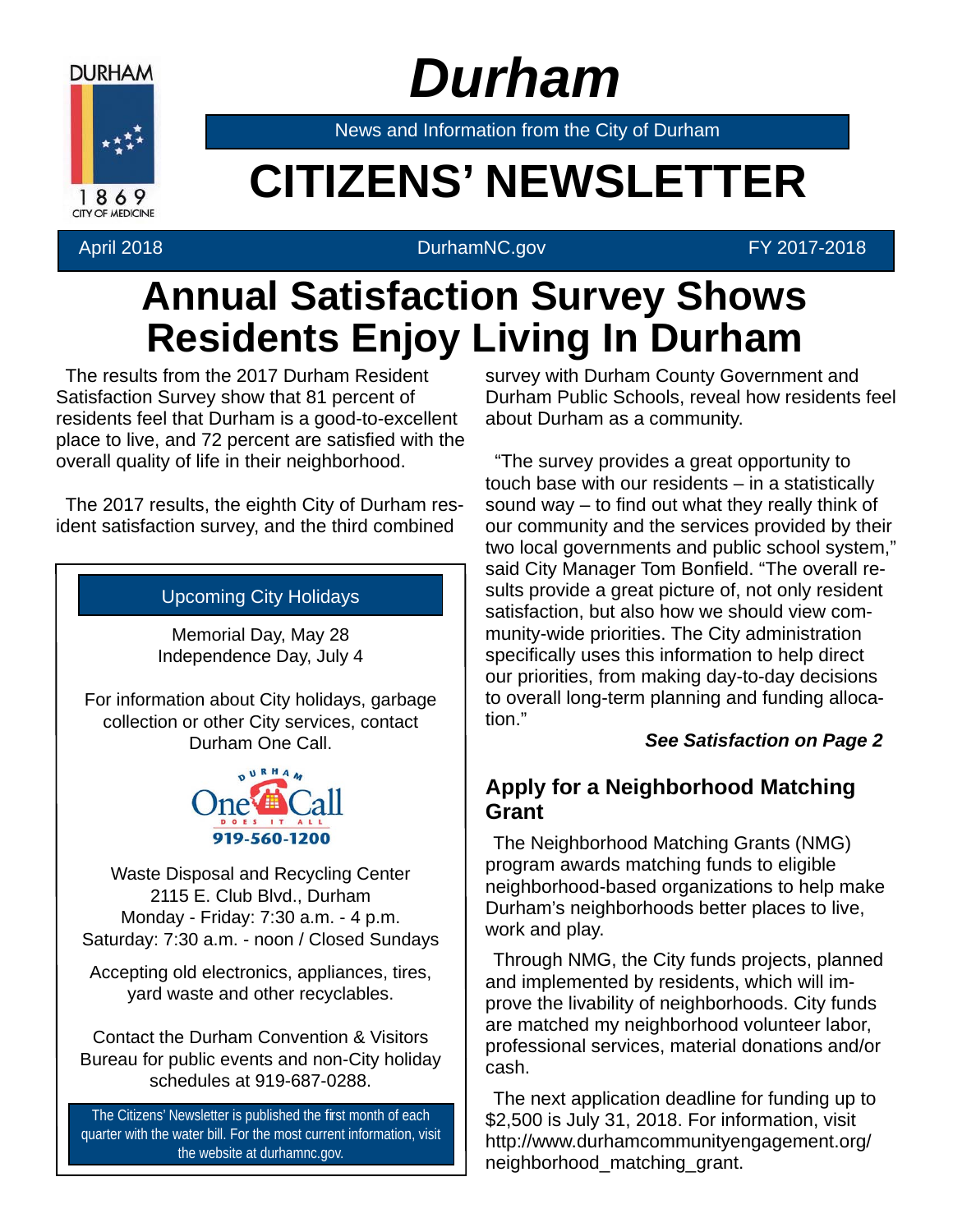DURHAM
1869
CITY OF MEDICINE

# Durham

News and Information from the City of Durham

# CITIZENS' NEWSLETTER

April 2018 | DurhamNC.gov | FY 2017-2018

# Annual Satisfaction Survey Shows Residents Enjoy Living In Durham

The results from the 2017 Durham Resident Satisfaction Survey show that 81 percent of residents feel that Durham is a good-to-excellent place to live, and 72 percent are satisfied with the overall quality of life in their neighborhood.

The 2017 results, the eighth City of Durham resident satisfaction survey, and the third combined survey with Durham County Government and Durham Public Schools, reveal how residents feel about Durham as a community.

"The survey provides a great opportunity to touch base with our residents – in a statistically sound way – to find out what they really think of our community and the services provided by their two local governments and public school system," said City Manager Tom Bonfield. "The overall results provide a great picture of, not only resident satisfaction, but also how we should view community-wide priorities. The City administration specifically uses this information to help direct our priorities, from making day-to-day decisions to overall long-term planning and funding allocation."

***See Satisfaction on Page 2***

## Apply for a Neighborhood Matching Grant

The Neighborhood Matching Grants (NMG) program awards matching funds to eligible neighborhood-based organizations to help make Durham's neighborhoods better places to live, work and play.

Through NMG, the City funds projects, planned and implemented by residents, which will improve the livability of neighborhoods. City funds are matched my neighborhood volunteer labor, professional services, material donations and/or cash.

The next application deadline for funding up to $2,500 is July 31, 2018. For information, visit http://www.durhamcommunityengagement.org/neighborhood_matching_grant.

---

### Upcoming City Holidays

Memorial Day, May 28
Independence Day, July 4

For information about City holidays, garbage collection or other City services, contact Durham One Call.

DURHAM One Call DOES IT ALL
919-560-1200

Waste Disposal and Recycling Center
2115 E. Club Blvd., Durham
Monday - Friday: 7:30 a.m. - 4 p.m.
Saturday: 7:30 a.m. - noon / Closed Sundays

Accepting old electronics, appliances, tires, yard waste and other recyclables.

Contact the Durham Convention & Visitors Bureau for public events and non-City holiday schedules at 919-687-0288.

The Citizens' Newsletter is published the first month of each quarter with the water bill. For the most current information, visit the website at durhamnc.gov.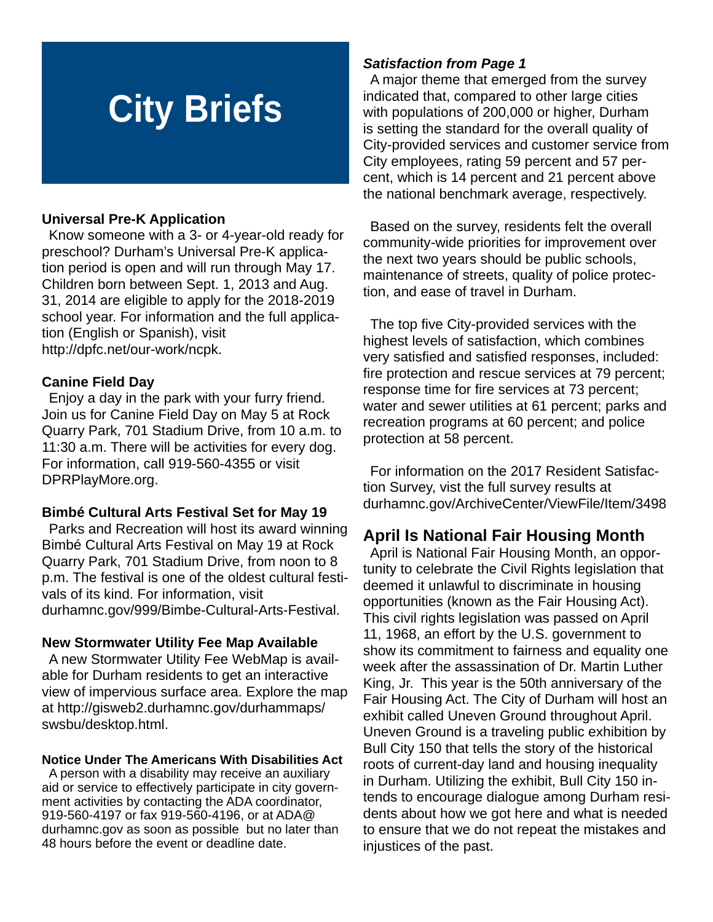# City Briefs

### Universal Pre-K Application

Know someone with a 3- or 4-year-old ready for preschool? Durham's Universal Pre-K application period is open and will run through May 17. Children born between Sept. 1, 2013 and Aug. 31, 2014 are eligible to apply for the 2018-2019 school year. For information and the full application (English or Spanish), visit http://dpfc.net/our-work/ncpk.

### Canine Field Day

Enjoy a day in the park with your furry friend. Join us for Canine Field Day on May 5 at Rock Quarry Park, 701 Stadium Drive, from 10 a.m. to 11:30 a.m. There will be activities for every dog. For information, call 919-560-4355 or visit DPRPlayMore.org.

### Bimbé Cultural Arts Festival Set for May 19

Parks and Recreation will host its award winning Bimbé Cultural Arts Festival on May 19 at Rock Quarry Park, 701 Stadium Drive, from noon to 8 p.m. The festival is one of the oldest cultural festivals of its kind. For information, visit durhamnc.gov/999/Bimbe-Cultural-Arts-Festival.

### New Stormwater Utility Fee Map Available

A new Stormwater Utility Fee WebMap is available for Durham residents to get an interactive view of impervious surface area. Explore the map at http://gisweb2.durhamnc.gov/durhammaps/swsbu/desktop.html.

### Notice Under The Americans With Disabilities Act

A person with a disability may receive an auxiliary aid or service to effectively participate in city government activities by contacting the ADA coordinator, 919-560-4197 or fax 919-560-4196, or at ADA@durhamnc.gov as soon as possible but no later than 48 hours before the event or deadline date.

***Satisfaction from Page 1***

A major theme that emerged from the survey indicated that, compared to other large cities with populations of 200,000 or higher, Durham is setting the standard for the overall quality of City-provided services and customer service from City employees, rating 59 percent and 57 percent, which is 14 percent and 21 percent above the national benchmark average, respectively.

Based on the survey, residents felt the overall community-wide priorities for improvement over the next two years should be public schools, maintenance of streets, quality of police protection, and ease of travel in Durham.

The top five City-provided services with the highest levels of satisfaction, which combines very satisfied and satisfied responses, included: fire protection and rescue services at 79 percent; response time for fire services at 73 percent; water and sewer utilities at 61 percent; parks and recreation programs at 60 percent; and police protection at 58 percent.

For information on the 2017 Resident Satisfaction Survey, vist the full survey results at durhamnc.gov/ArchiveCenter/ViewFile/Item/3498

## April Is National Fair Housing Month

April is National Fair Housing Month, an opportunity to celebrate the Civil Rights legislation that deemed it unlawful to discriminate in housing opportunities (known as the Fair Housing Act). This civil rights legislation was passed on April 11, 1968, an effort by the U.S. government to show its commitment to fairness and equality one week after the assassination of Dr. Martin Luther King, Jr. This year is the 50th anniversary of the Fair Housing Act. The City of Durham will host an exhibit called Uneven Ground throughout April. Uneven Ground is a traveling public exhibition by Bull City 150 that tells the story of the historical roots of current-day land and housing inequality in Durham. Utilizing the exhibit, Bull City 150 intends to encourage dialogue among Durham residents about how we got here and what is needed to ensure that we do not repeat the mistakes and injustices of the past.